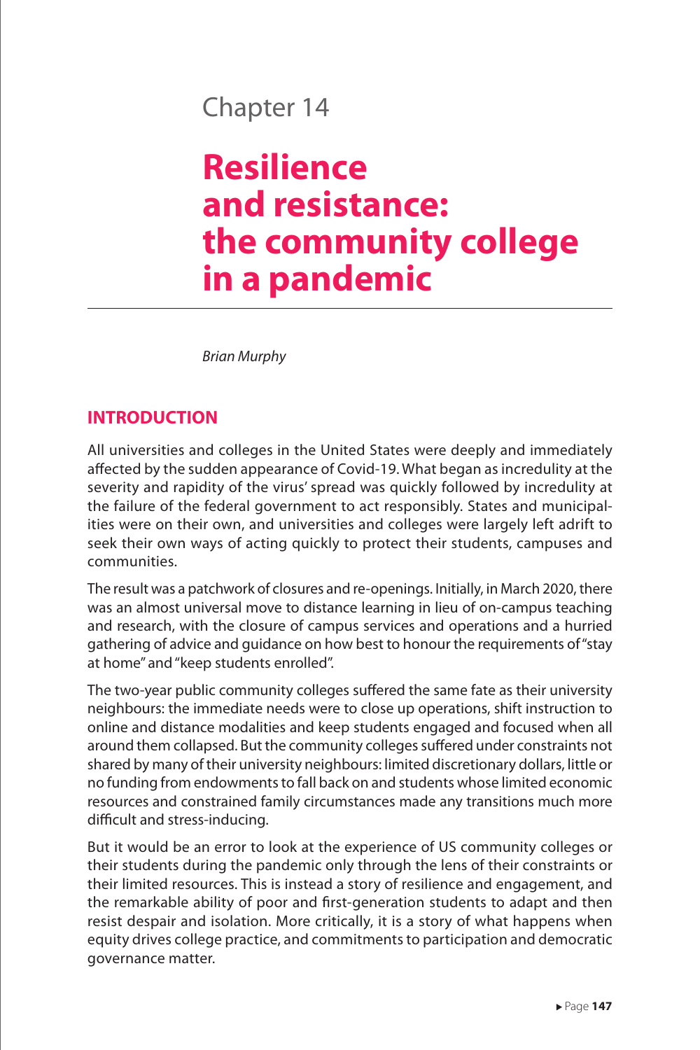# Chapter 14

# Resilience and resistance: the community college in a pandemic

*Brian Murphy*

## INTRODUCTION

All universities and colleges in the United States were deeply and immediately affected by the sudden appearance of Covid-19. What began as incredulity at the severity and rapidity of the virus' spread was quickly followed by incredulity at the failure of the federal government to act responsibly. States and municipalities were on their own, and universities and colleges were largely left adrift to seek their own ways of acting quickly to protect their students, campuses and communities.

The result was a patchwork of closures and re-openings. Initially, in March 2020, there was an almost universal move to distance learning in lieu of on-campus teaching and research, with the closure of campus services and operations and a hurried gathering of advice and guidance on how best to honour the requirements of "stay at home" and "keep students enrolled".

The two-year public community colleges suffered the same fate as their university neighbours: the immediate needs were to close up operations, shift instruction to online and distance modalities and keep students engaged and focused when all around them collapsed. But the community colleges suffered under constraints not shared by many of their university neighbours: limited discretionary dollars, little or no funding from endowments to fall back on and students whose limited economic resources and constrained family circumstances made any transitions much more difficult and stress-inducing.

But it would be an error to look at the experience of US community colleges or their students during the pandemic only through the lens of their constraints or their limited resources. This is instead a story of resilience and engagement, and the remarkable ability of poor and first-generation students to adapt and then resist despair and isolation. More critically, it is a story of what happens when equity drives college practice, and commitments to participation and democratic governance matter.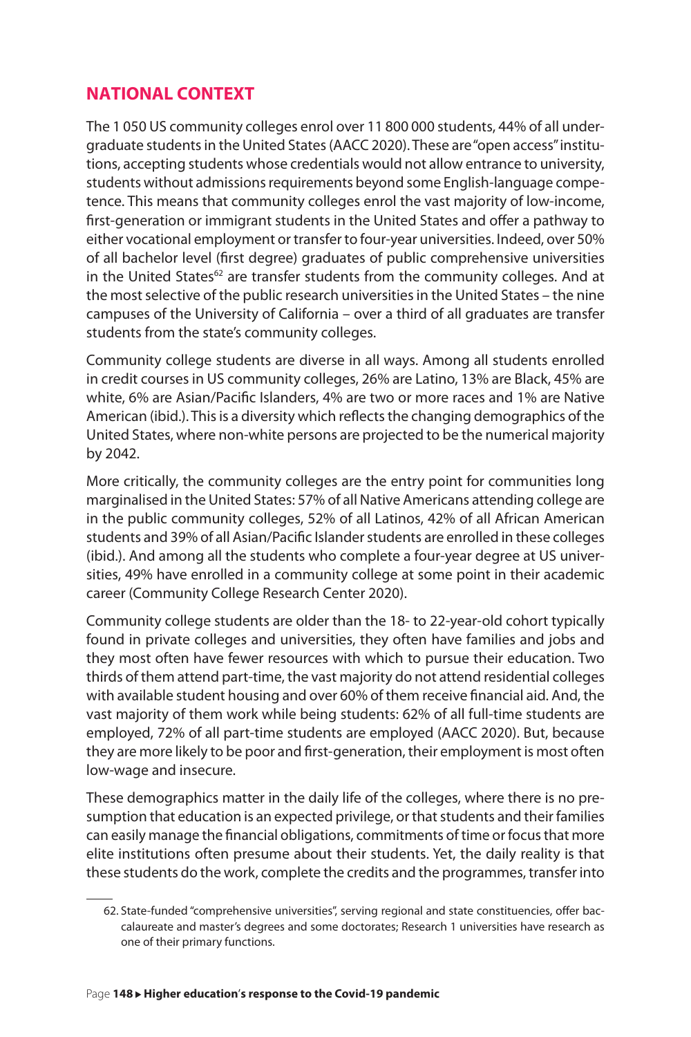## NATIONAL CONTEXT

The 1 050 US community colleges enrol over 11 800 000 students, 44% of all undergraduate students in the United States (AACC 2020). These are "open access" institutions, accepting students whose credentials would not allow entrance to university, students without admissions requirements beyond some English-language competence. This means that community colleges enrol the vast majority of low-income, first-generation or immigrant students in the United States and offer a pathway to either vocational employment or transfer to four-year universities. Indeed, over 50% of all bachelor level (first degree) graduates of public comprehensive universities in the United States[62] are transfer students from the community colleges. And at the most selective of the public research universities in the United States – the nine campuses of the University of California – over a third of all graduates are transfer students from the state's community colleges.

Community college students are diverse in all ways. Among all students enrolled in credit courses in US community colleges, 26% are Latino, 13% are Black, 45% are white, 6% are Asian/Pacific Islanders, 4% are two or more races and 1% are Native American (ibid.). This is a diversity which reflects the changing demographics of the United States, where non-white persons are projected to be the numerical majority by 2042.

More critically, the community colleges are the entry point for communities long marginalised in the United States: 57% of all Native Americans attending college are in the public community colleges, 52% of all Latinos, 42% of all African American students and 39% of all Asian/Pacific Islander students are enrolled in these colleges (ibid.). And among all the students who complete a four-year degree at US universities, 49% have enrolled in a community college at some point in their academic career (Community College Research Center 2020).

Community college students are older than the 18- to 22-year-old cohort typically found in private colleges and universities, they often have families and jobs and they most often have fewer resources with which to pursue their education. Two thirds of them attend part-time, the vast majority do not attend residential colleges with available student housing and over 60% of them receive financial aid. And, the vast majority of them work while being students: 62% of all full-time students are employed, 72% of all part-time students are employed (AACC 2020). But, because they are more likely to be poor and first-generation, their employment is most often low-wage and insecure.

These demographics matter in the daily life of the colleges, where there is no presumption that education is an expected privilege, or that students and their families can easily manage the financial obligations, commitments of time or focus that more elite institutions often presume about their students. Yet, the daily reality is that these students do the work, complete the credits and the programmes, transfer into

62. State-funded "comprehensive universities", serving regional and state constituencies, offer baccalaureate and master's degrees and some doctorates; Research 1 universities have research as one of their primary functions.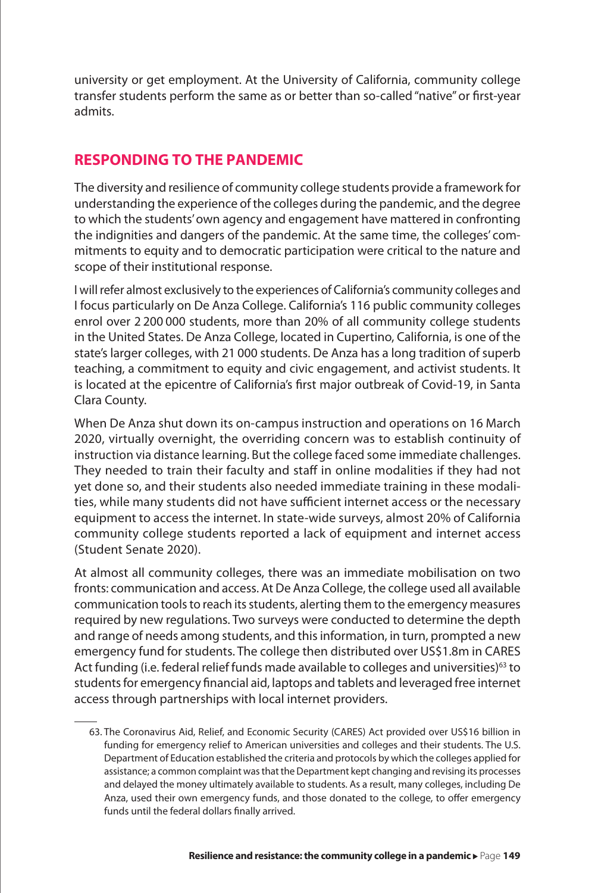university or get employment. At the University of California, community college transfer students perform the same as or better than so-called "native" or first-year admits.

## RESPONDING TO THE PANDEMIC

The diversity and resilience of community college students provide a framework for understanding the experience of the colleges during the pandemic, and the degree to which the students' own agency and engagement have mattered in confronting the indignities and dangers of the pandemic. At the same time, the colleges' commitments to equity and to democratic participation were critical to the nature and scope of their institutional response.

I will refer almost exclusively to the experiences of California's community colleges and I focus particularly on De Anza College. California's 116 public community colleges enrol over 2 200 000 students, more than 20% of all community college students in the United States. De Anza College, located in Cupertino, California, is one of the state's larger colleges, with 21 000 students. De Anza has a long tradition of superb teaching, a commitment to equity and civic engagement, and activist students. It is located at the epicentre of California's first major outbreak of Covid-19, in Santa Clara County.

When De Anza shut down its on-campus instruction and operations on 16 March 2020, virtually overnight, the overriding concern was to establish continuity of instruction via distance learning. But the college faced some immediate challenges. They needed to train their faculty and staff in online modalities if they had not yet done so, and their students also needed immediate training in these modalities, while many students did not have sufficient internet access or the necessary equipment to access the internet. In state-wide surveys, almost 20% of California community college students reported a lack of equipment and internet access (Student Senate 2020).

At almost all community colleges, there was an immediate mobilisation on two fronts: communication and access. At De Anza College, the college used all available communication tools to reach its students, alerting them to the emergency measures required by new regulations. Two surveys were conducted to determine the depth and range of needs among students, and this information, in turn, prompted a new emergency fund for students. The college then distributed over US$1.8m in CARES Act funding (i.e. federal relief funds made available to colleges and universities)[63] to students for emergency financial aid, laptops and tablets and leveraged free internet access through partnerships with local internet providers.

---

63. The Coronavirus Aid, Relief, and Economic Security (CARES) Act provided over US$16 billion in funding for emergency relief to American universities and colleges and their students. The U.S. Department of Education established the criteria and protocols by which the colleges applied for assistance; a common complaint was that the Department kept changing and revising its processes and delayed the money ultimately available to students. As a result, many colleges, including De Anza, used their own emergency funds, and those donated to the college, to offer emergency funds until the federal dollars finally arrived.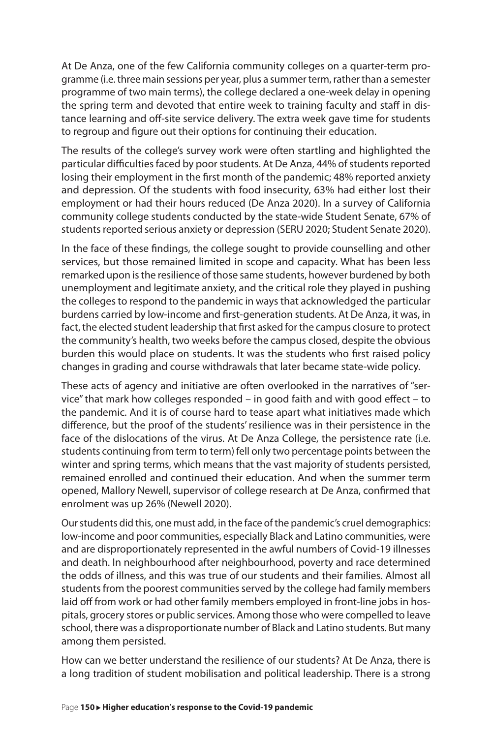At De Anza, one of the few California community colleges on a quarter-term programme (i.e. three main sessions per year, plus a summer term, rather than a semester programme of two main terms), the college declared a one-week delay in opening the spring term and devoted that entire week to training faculty and staff in distance learning and off-site service delivery. The extra week gave time for students to regroup and figure out their options for continuing their education.

The results of the college's survey work were often startling and highlighted the particular difficulties faced by poor students. At De Anza, 44% of students reported losing their employment in the first month of the pandemic; 48% reported anxiety and depression. Of the students with food insecurity, 63% had either lost their employment or had their hours reduced (De Anza 2020). In a survey of California community college students conducted by the state-wide Student Senate, 67% of students reported serious anxiety or depression (SERU 2020; Student Senate 2020).

In the face of these findings, the college sought to provide counselling and other services, but those remained limited in scope and capacity. What has been less remarked upon is the resilience of those same students, however burdened by both unemployment and legitimate anxiety, and the critical role they played in pushing the colleges to respond to the pandemic in ways that acknowledged the particular burdens carried by low-income and first-generation students. At De Anza, it was, in fact, the elected student leadership that first asked for the campus closure to protect the community's health, two weeks before the campus closed, despite the obvious burden this would place on students. It was the students who first raised policy changes in grading and course withdrawals that later became state-wide policy.

These acts of agency and initiative are often overlooked in the narratives of "service" that mark how colleges responded – in good faith and with good effect – to the pandemic. And it is of course hard to tease apart what initiatives made which difference, but the proof of the students' resilience was in their persistence in the face of the dislocations of the virus. At De Anza College, the persistence rate (i.e. students continuing from term to term) fell only two percentage points between the winter and spring terms, which means that the vast majority of students persisted, remained enrolled and continued their education. And when the summer term opened, Mallory Newell, supervisor of college research at De Anza, confirmed that enrolment was up 26% (Newell 2020).

Our students did this, one must add, in the face of the pandemic's cruel demographics: low-income and poor communities, especially Black and Latino communities, were and are disproportionately represented in the awful numbers of Covid-19 illnesses and death. In neighbourhood after neighbourhood, poverty and race determined the odds of illness, and this was true of our students and their families. Almost all students from the poorest communities served by the college had family members laid off from work or had other family members employed in front-line jobs in hospitals, grocery stores or public services. Among those who were compelled to leave school, there was a disproportionate number of Black and Latino students. But many among them persisted.

How can we better understand the resilience of our students? At De Anza, there is a long tradition of student mobilisation and political leadership. There is a strong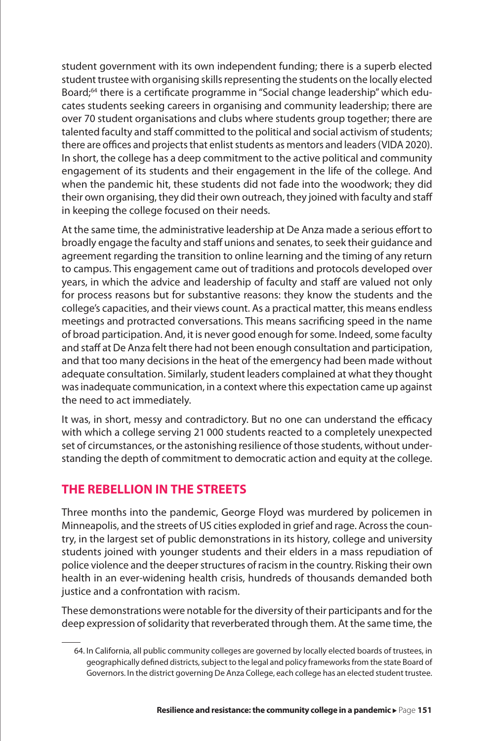student government with its own independent funding; there is a superb elected student trustee with organising skills representing the students on the locally elected Board;[64] there is a certificate programme in "Social change leadership" which educates students seeking careers in organising and community leadership; there are over 70 student organisations and clubs where students group together; there are talented faculty and staff committed to the political and social activism of students; there are offices and projects that enlist students as mentors and leaders (VIDA 2020). In short, the college has a deep commitment to the active political and community engagement of its students and their engagement in the life of the college. And when the pandemic hit, these students did not fade into the woodwork; they did their own organising, they did their own outreach, they joined with faculty and staff in keeping the college focused on their needs.

At the same time, the administrative leadership at De Anza made a serious effort to broadly engage the faculty and staff unions and senates, to seek their guidance and agreement regarding the transition to online learning and the timing of any return to campus. This engagement came out of traditions and protocols developed over years, in which the advice and leadership of faculty and staff are valued not only for process reasons but for substantive reasons: they know the students and the college's capacities, and their views count. As a practical matter, this means endless meetings and protracted conversations. This means sacrificing speed in the name of broad participation. And, it is never good enough for some. Indeed, some faculty and staff at De Anza felt there had not been enough consultation and participation, and that too many decisions in the heat of the emergency had been made without adequate consultation. Similarly, student leaders complained at what they thought was inadequate communication, in a context where this expectation came up against the need to act immediately.

It was, in short, messy and contradictory. But no one can understand the efficacy with which a college serving 21 000 students reacted to a completely unexpected set of circumstances, or the astonishing resilience of those students, without understanding the depth of commitment to democratic action and equity at the college.

## THE REBELLION IN THE STREETS

Three months into the pandemic, George Floyd was murdered by policemen in Minneapolis, and the streets of US cities exploded in grief and rage. Across the country, in the largest set of public demonstrations in its history, college and university students joined with younger students and their elders in a mass repudiation of police violence and the deeper structures of racism in the country. Risking their own health in an ever-widening health crisis, hundreds of thousands demanded both justice and a confrontation with racism.

These demonstrations were notable for the diversity of their participants and for the deep expression of solidarity that reverberated through them. At the same time, the

64. In California, all public community colleges are governed by locally elected boards of trustees, in geographically defined districts, subject to the legal and policy frameworks from the state Board of Governors. In the district governing De Anza College, each college has an elected student trustee.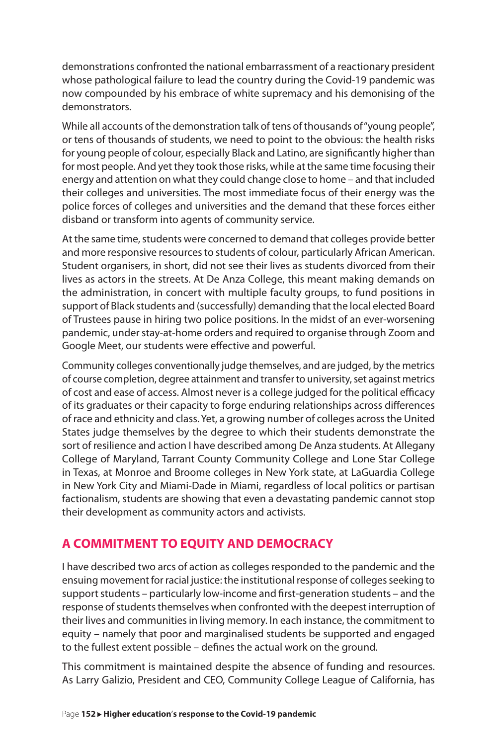demonstrations confronted the national embarrassment of a reactionary president whose pathological failure to lead the country during the Covid-19 pandemic was now compounded by his embrace of white supremacy and his demonising of the demonstrators.

While all accounts of the demonstration talk of tens of thousands of "young people", or tens of thousands of students, we need to point to the obvious: the health risks for young people of colour, especially Black and Latino, are significantly higher than for most people. And yet they took those risks, while at the same time focusing their energy and attention on what they could change close to home – and that included their colleges and universities. The most immediate focus of their energy was the police forces of colleges and universities and the demand that these forces either disband or transform into agents of community service.

At the same time, students were concerned to demand that colleges provide better and more responsive resources to students of colour, particularly African American. Student organisers, in short, did not see their lives as students divorced from their lives as actors in the streets. At De Anza College, this meant making demands on the administration, in concert with multiple faculty groups, to fund positions in support of Black students and (successfully) demanding that the local elected Board of Trustees pause in hiring two police positions. In the midst of an ever-worsening pandemic, under stay-at-home orders and required to organise through Zoom and Google Meet, our students were effective and powerful.

Community colleges conventionally judge themselves, and are judged, by the metrics of course completion, degree attainment and transfer to university, set against metrics of cost and ease of access. Almost never is a college judged for the political efficacy of its graduates or their capacity to forge enduring relationships across differences of race and ethnicity and class. Yet, a growing number of colleges across the United States judge themselves by the degree to which their students demonstrate the sort of resilience and action I have described among De Anza students. At Allegany College of Maryland, Tarrant County Community College and Lone Star College in Texas, at Monroe and Broome colleges in New York state, at LaGuardia College in New York City and Miami-Dade in Miami, regardless of local politics or partisan factionalism, students are showing that even a devastating pandemic cannot stop their development as community actors and activists.

## A COMMITMENT TO EQUITY AND DEMOCRACY

I have described two arcs of action as colleges responded to the pandemic and the ensuing movement for racial justice: the institutional response of colleges seeking to support students – particularly low-income and first-generation students – and the response of students themselves when confronted with the deepest interruption of their lives and communities in living memory. In each instance, the commitment to equity – namely that poor and marginalised students be supported and engaged to the fullest extent possible – defines the actual work on the ground.

This commitment is maintained despite the absence of funding and resources. As Larry Galizio, President and CEO, Community College League of California, has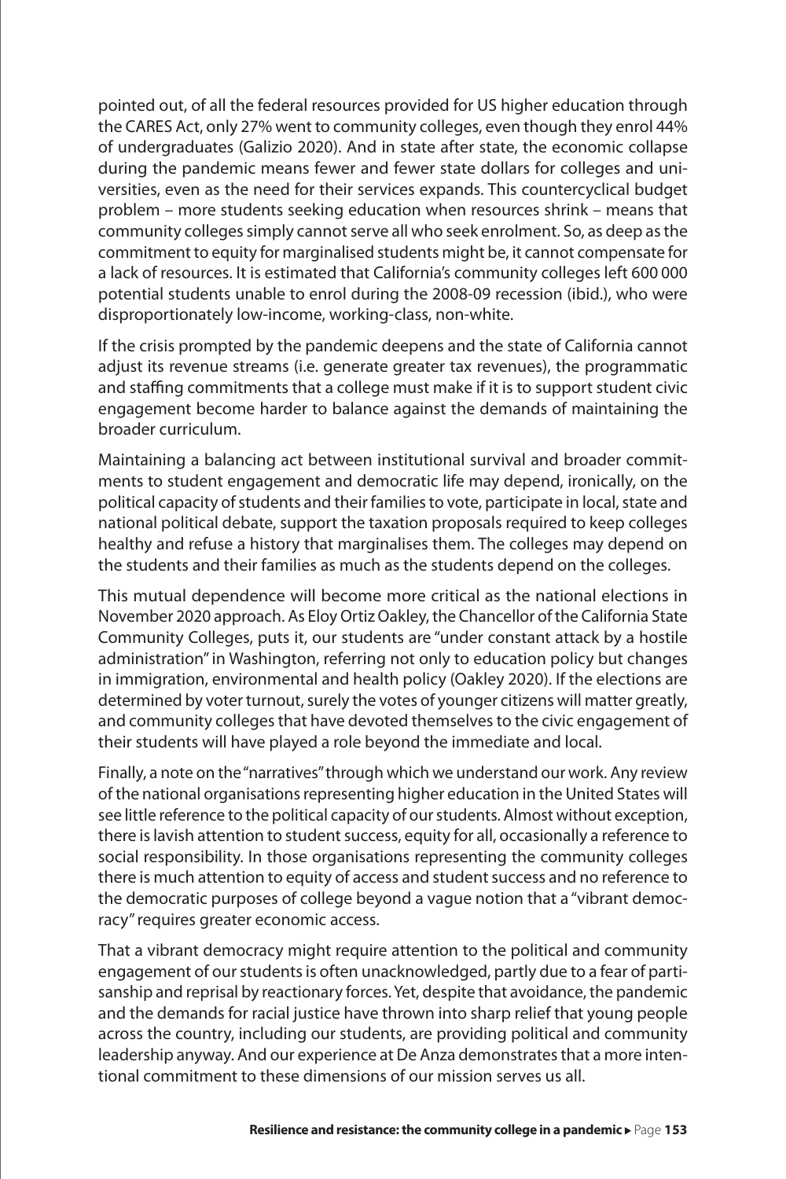pointed out, of all the federal resources provided for US higher education through the CARES Act, only 27% went to community colleges, even though they enrol 44% of undergraduates (Galizio 2020). And in state after state, the economic collapse during the pandemic means fewer and fewer state dollars for colleges and universities, even as the need for their services expands. This countercyclical budget problem – more students seeking education when resources shrink – means that community colleges simply cannot serve all who seek enrolment. So, as deep as the commitment to equity for marginalised students might be, it cannot compensate for a lack of resources. It is estimated that California's community colleges left 600 000 potential students unable to enrol during the 2008-09 recession (ibid.), who were disproportionately low-income, working-class, non-white.

If the crisis prompted by the pandemic deepens and the state of California cannot adjust its revenue streams (i.e. generate greater tax revenues), the programmatic and staffing commitments that a college must make if it is to support student civic engagement become harder to balance against the demands of maintaining the broader curriculum.

Maintaining a balancing act between institutional survival and broader commitments to student engagement and democratic life may depend, ironically, on the political capacity of students and their families to vote, participate in local, state and national political debate, support the taxation proposals required to keep colleges healthy and refuse a history that marginalises them. The colleges may depend on the students and their families as much as the students depend on the colleges.

This mutual dependence will become more critical as the national elections in November 2020 approach. As Eloy Ortiz Oakley, the Chancellor of the California State Community Colleges, puts it, our students are "under constant attack by a hostile administration" in Washington, referring not only to education policy but changes in immigration, environmental and health policy (Oakley 2020). If the elections are determined by voter turnout, surely the votes of younger citizens will matter greatly, and community colleges that have devoted themselves to the civic engagement of their students will have played a role beyond the immediate and local.

Finally, a note on the "narratives" through which we understand our work. Any review of the national organisations representing higher education in the United States will see little reference to the political capacity of our students. Almost without exception, there is lavish attention to student success, equity for all, occasionally a reference to social responsibility. In those organisations representing the community colleges there is much attention to equity of access and student success and no reference to the democratic purposes of college beyond a vague notion that a "vibrant democracy" requires greater economic access.

That a vibrant democracy might require attention to the political and community engagement of our students is often unacknowledged, partly due to a fear of partisanship and reprisal by reactionary forces. Yet, despite that avoidance, the pandemic and the demands for racial justice have thrown into sharp relief that young people across the country, including our students, are providing political and community leadership anyway. And our experience at De Anza demonstrates that a more intentional commitment to these dimensions of our mission serves us all.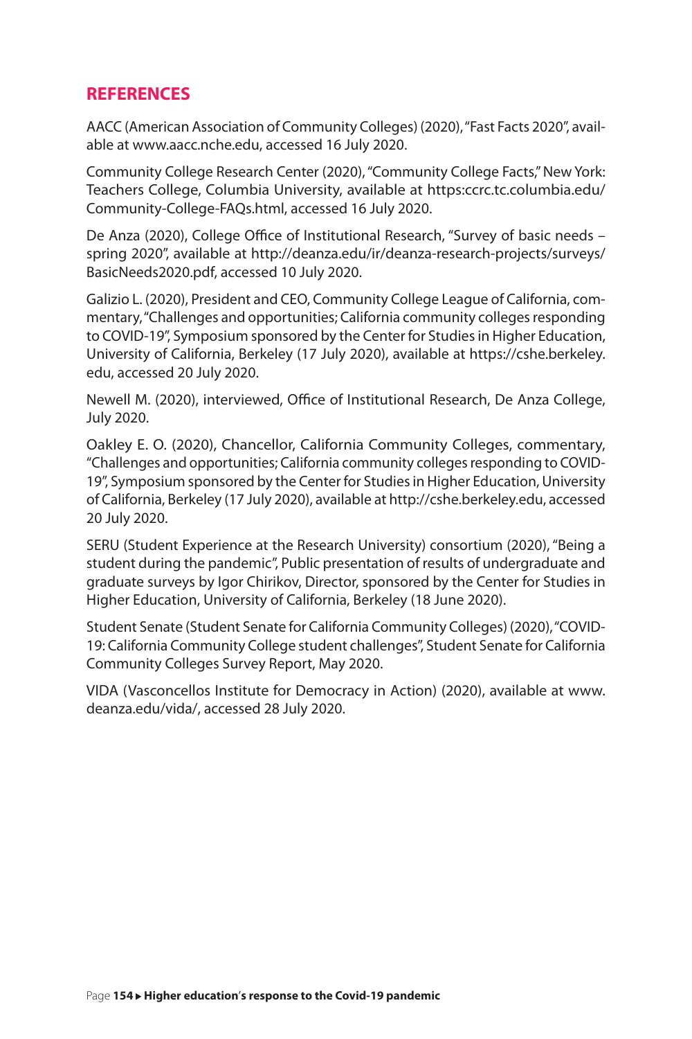## REFERENCES

AACC (American Association of Community Colleges) (2020), "Fast Facts 2020", available at www.aacc.nche.edu, accessed 16 July 2020.

Community College Research Center (2020), "Community College Facts," New York: Teachers College, Columbia University, available at https:ccrc.tc.columbia.edu/Community-College-FAQs.html, accessed 16 July 2020.

De Anza (2020), College Office of Institutional Research, "Survey of basic needs – spring 2020", available at http://deanza.edu/ir/deanza-research-projects/surveys/BasicNeeds2020.pdf, accessed 10 July 2020.

Galizio L. (2020), President and CEO, Community College League of California, commentary, "Challenges and opportunities; California community colleges responding to COVID-19", Symposium sponsored by the Center for Studies in Higher Education, University of California, Berkeley (17 July 2020), available at https://cshe.berkeley.edu, accessed 20 July 2020.

Newell M. (2020), interviewed, Office of Institutional Research, De Anza College, July 2020.

Oakley E. O. (2020), Chancellor, California Community Colleges, commentary, "Challenges and opportunities; California community colleges responding to COVID-19", Symposium sponsored by the Center for Studies in Higher Education, University of California, Berkeley (17 July 2020), available at http://cshe.berkeley.edu, accessed 20 July 2020.

SERU (Student Experience at the Research University) consortium (2020), "Being a student during the pandemic", Public presentation of results of undergraduate and graduate surveys by Igor Chirikov, Director, sponsored by the Center for Studies in Higher Education, University of California, Berkeley (18 June 2020).

Student Senate (Student Senate for California Community Colleges) (2020), "COVID-19: California Community College student challenges", Student Senate for California Community Colleges Survey Report, May 2020.

VIDA (Vasconcellos Institute for Democracy in Action) (2020), available at www.deanza.edu/vida/, accessed 28 July 2020.